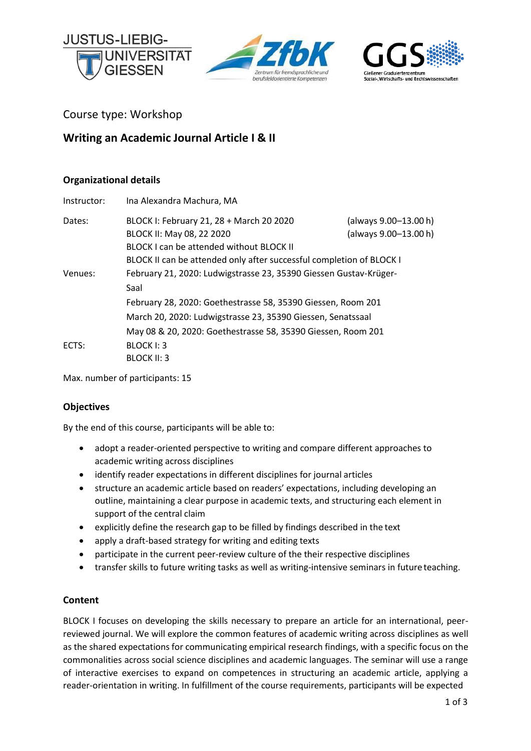Course type: Workshop

# Writing an Academic Journal Article I & II

## Organizational details

| | | |
|---|---|---|
| Instructor: | Ina Alexandra Machura, MA | |
| Dates: | BLOCK I: February 21, 28 + March 20 2020 | (always 9.00–13.00 h) |
| | BLOCK II: May 08, 22 2020 | (always 9.00–13.00 h) |
| | BLOCK I can be attended without BLOCK II | |
| | BLOCK II can be attended only after successful completion of BLOCK I | |
| Venues: | February 21, 2020: Ludwigstrasse 23, 35390 Giessen Gustav-Krüger-Saal | |
| | February 28, 2020: Goethestrasse 58, 35390 Giessen, Room 201 | |
| | March 20, 2020: Ludwigstrasse 23, 35390 Giessen, Senatssaal | |
| | May 08 & 20, 2020: Goethestrasse 58, 35390 Giessen, Room 201 | |
| ECTS: | BLOCK I: 3 | |
| | BLOCK II: 3 | |

Max. number of participants: 15

## Objectives

By the end of this course, participants will be able to:

- adopt a reader-oriented perspective to writing and compare different approaches to academic writing across disciplines
- identify reader expectations in different disciplines for journal articles
- structure an academic article based on readers' expectations, including developing an outline, maintaining a clear purpose in academic texts, and structuring each element in support of the central claim
- explicitly define the research gap to be filled by findings described in the text
- apply a draft-based strategy for writing and editing texts
- participate in the current peer-review culture of the their respective disciplines
- transfer skills to future writing tasks as well as writing-intensive seminars in future teaching.

## Content

BLOCK I focuses on developing the skills necessary to prepare an article for an international, peer-reviewed journal. We will explore the common features of academic writing across disciplines as well as the shared expectations for communicating empirical research findings, with a specific focus on the commonalities across social science disciplines and academic languages. The seminar will use a range of interactive exercises to expand on competences in structuring an academic article, applying a reader-orientation in writing. In fulfillment of the course requirements, participants will be expected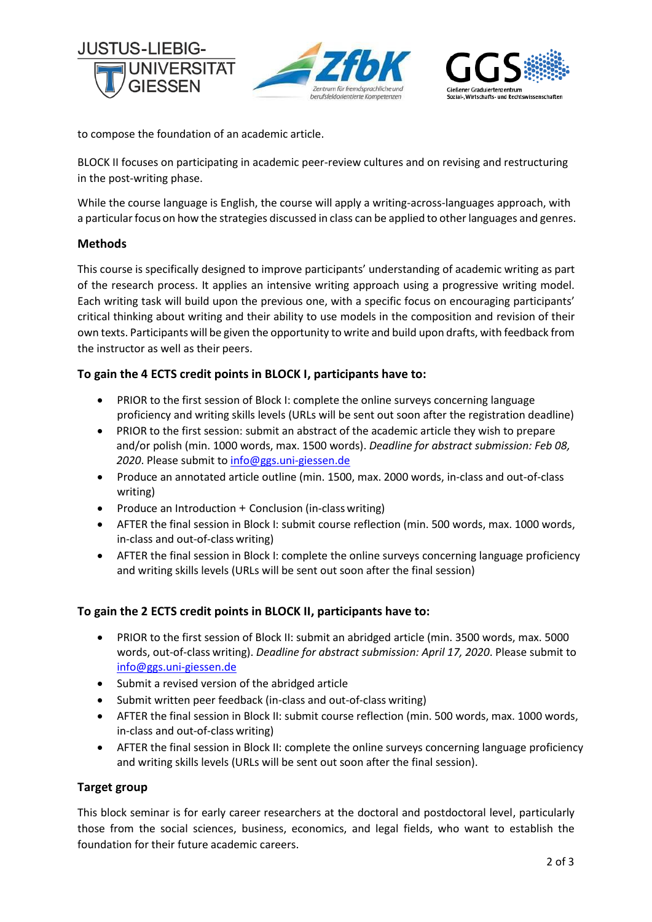to compose the foundation of an academic article.

BLOCK II focuses on participating in academic peer-review cultures and on revising and restructuring in the post-writing phase.

While the course language is English, the course will apply a writing-across-languages approach, with a particular focus on how the strategies discussed in class can be applied to other languages and genres.

### Methods

This course is specifically designed to improve participants' understanding of academic writing as part of the research process. It applies an intensive writing approach using a progressive writing model. Each writing task will build upon the previous one, with a specific focus on encouraging participants' critical thinking about writing and their ability to use models in the composition and revision of their own texts. Participants will be given the opportunity to write and build upon drafts, with feedback from the instructor as well as their peers.

### To gain the 4 ECTS credit points in BLOCK I, participants have to:

- PRIOR to the first session of Block I: complete the online surveys concerning language proficiency and writing skills levels (URLs will be sent out soon after the registration deadline)
- PRIOR to the first session: submit an abstract of the academic article they wish to prepare and/or polish (min. 1000 words, max. 1500 words). *Deadline for abstract submission: Feb 08, 2020*. Please submit to info@ggs.uni-giessen.de
- Produce an annotated article outline (min. 1500, max. 2000 words, in-class and out-of-class writing)
- Produce an Introduction + Conclusion (in-class writing)
- AFTER the final session in Block I: submit course reflection (min. 500 words, max. 1000 words, in-class and out-of-class writing)
- AFTER the final session in Block I: complete the online surveys concerning language proficiency and writing skills levels (URLs will be sent out soon after the final session)

### To gain the 2 ECTS credit points in BLOCK II, participants have to:

- PRIOR to the first session of Block II: submit an abridged article (min. 3500 words, max. 5000 words, out-of-class writing). *Deadline for abstract submission: April 17, 2020*. Please submit to info@ggs.uni-giessen.de
- Submit a revised version of the abridged article
- Submit written peer feedback (in-class and out-of-class writing)
- AFTER the final session in Block II: submit course reflection (min. 500 words, max. 1000 words, in-class and out-of-class writing)
- AFTER the final session in Block II: complete the online surveys concerning language proficiency and writing skills levels (URLs will be sent out soon after the final session).

### Target group

This block seminar is for early career researchers at the doctoral and postdoctoral level, particularly those from the social sciences, business, economics, and legal fields, who want to establish the foundation for their future academic careers.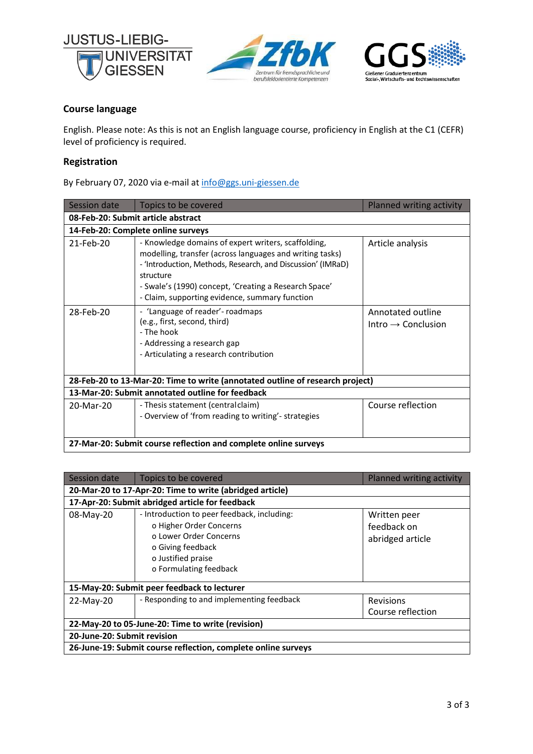### Course language

English. Please note: As this is not an English language course, proficiency in English at the C1 (CEFR) level of proficiency is required.

### Registration

By February 07, 2020 via e-mail at info@ggs.uni-giessen.de

| Session date | Topics to be covered | Planned writing activity |
|---|---|---|
| **08-Feb-20: Submit article abstract** | | |
| **14-Feb-20: Complete online surveys** | | |
| 21-Feb-20 | - Knowledge domains of expert writers, scaffolding, modelling, transfer (across languages and writing tasks)<br>- 'Introduction, Methods, Research, and Discussion' (IMRaD) structure<br>- Swale's (1990) concept, 'Creating a Research Space'<br>- Claim, supporting evidence, summary function | Article analysis |
| 28-Feb-20 | - 'Language of reader'- roadmaps (e.g., first, second, third)<br>- The hook<br>- Addressing a research gap<br>- Articulating a research contribution | Annotated outline<br>Intro → Conclusion |
| **28-Feb-20 to 13-Mar-20: Time to write (annotated outline of research project)** | | |
| **13-Mar-20: Submit annotated outline for feedback** | | |
| 20-Mar-20 | - Thesis statement (central claim)<br>- Overview of 'from reading to writing'- strategies | Course reflection |
| **27-Mar-20: Submit course reflection and complete online surveys** | | |

| Session date | Topics to be covered | Planned writing activity |
|---|---|---|
| **20-Mar-20 to 17-Apr-20: Time to write (abridged article)** | | |
| **17-Apr-20: Submit abridged article for feedback** | | |
| 08-May-20 | - Introduction to peer feedback, including:<br>o Higher Order Concerns<br>o Lower Order Concerns<br>o Giving feedback<br>o Justified praise<br>o Formulating feedback | Written peer feedback on abridged article |
| **15-May-20: Submit peer feedback to lecturer** | | |
| 22-May-20 | - Responding to and implementing feedback | Revisions<br>Course reflection |
| **22-May-20 to 05-June-20: Time to write (revision)** | | |
| **20-June-20: Submit revision** | | |
| **26-June-19: Submit course reflection, complete online surveys** | | |